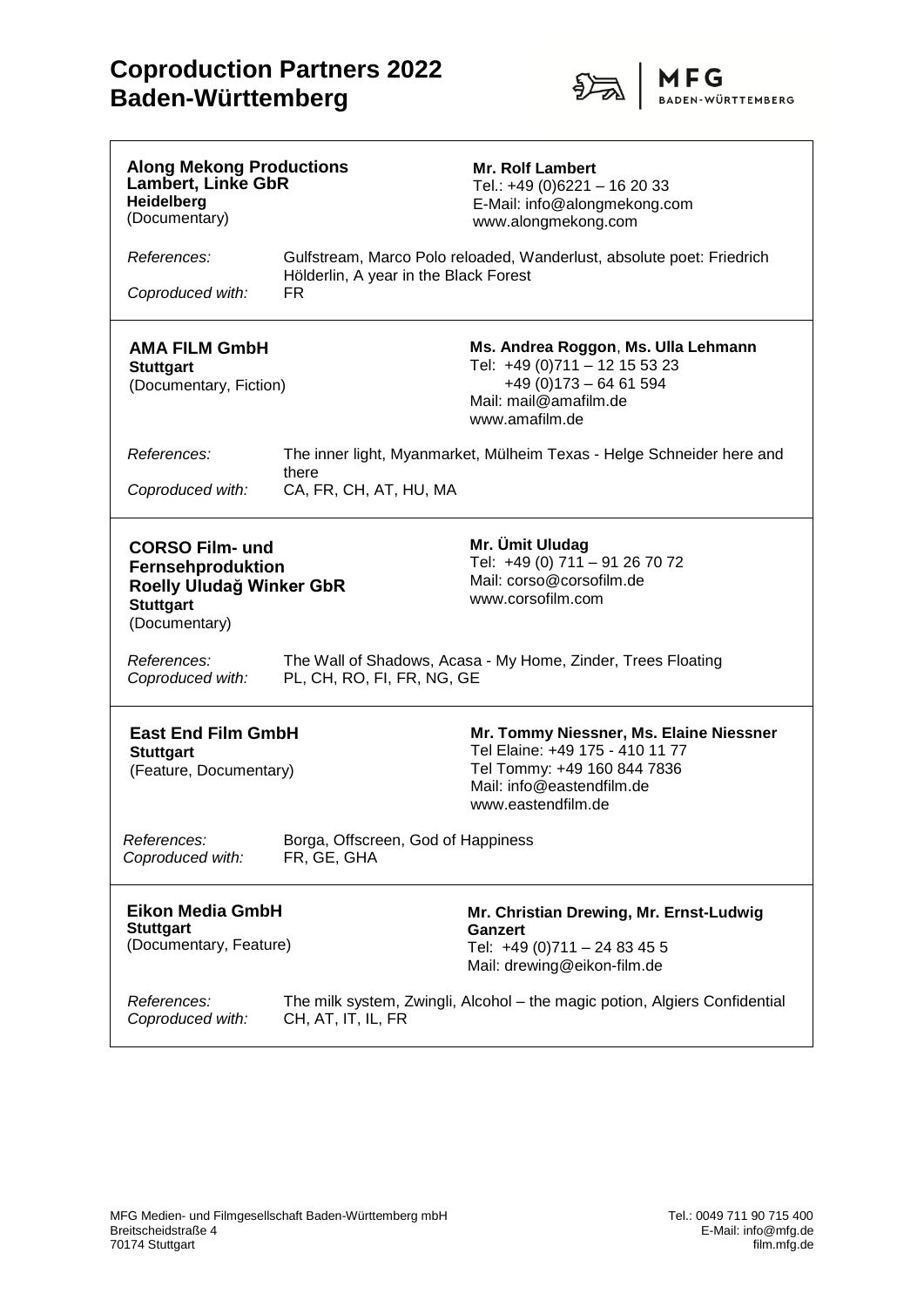# Coproduction Partners 2022 Baden-Württemberg

---

**Along Mekong Productions**
**Lambert, Linke GbR**
**Heidelberg**
(Documentary)

**Mr. Rolf Lambert**
Tel.: +49 (0)6221 – 16 20 33
E-Mail: info@alongmekong.com
www.alongmekong.com

*References:* Gulfstream, Marco Polo reloaded, Wanderlust, absolute poet: Friedrich Hölderlin, A year in the Black Forest
*Coproduced with:* FR

---

**AMA FILM GmbH**
**Stuttgart**
(Documentary, Fiction)

**Ms. Andrea Roggon**, **Ms. Ulla Lehmann**
Tel: +49 (0)711 – 12 15 53 23
+49 (0)173 – 64 61 594
Mail: mail@amafilm.de
www.amafilm.de

*References:* The inner light, Myanmarket, Mülheim Texas - Helge Schneider here and there
*Coproduced with:* CA, FR, CH, AT, HU, MA

---

**CORSO Film- und Fernsehproduktion**
**Roelly Uludağ Winker GbR**
**Stuttgart**
(Documentary)

**Mr. Ümit Uludag**
Tel: +49 (0) 711 – 91 26 70 72
Mail: corso@corsofilm.de
www.corsofilm.com

*References:* The Wall of Shadows, Acasa - My Home, Zinder, Trees Floating
*Coproduced with:* PL, CH, RO, FI, FR, NG, GE

---

**East End Film GmbH**
**Stuttgart**
(Feature, Documentary)

**Mr. Tommy Niessner, Ms. Elaine Niessner**
Tel Elaine: +49 175 - 410 11 77
Tel Tommy: +49 160 844 7836
Mail: info@eastendfilm.de
www.eastendfilm.de

*References:* Borga, Offscreen, God of Happiness
*Coproduced with:* FR, GE, GHA

---

**Eikon Media GmbH**
**Stuttgart**
(Documentary, Feature)

**Mr. Christian Drewing, Mr. Ernst-Ludwig Ganzert**
Tel: +49 (0)711 – 24 83 45 5
Mail: drewing@eikon-film.de

*References:* The milk system, Zwingli, Alcohol – the magic potion, Algiers Confidential
*Coproduced with:* CH, AT, IT, IL, FR

---

MFG Medien- und Filmgesellschaft Baden-Württemberg mbH
Breitscheidstraße 4
70174 Stuttgart

Tel.: 0049 711 90 715 400
E-Mail: info@mfg.de
film.mfg.de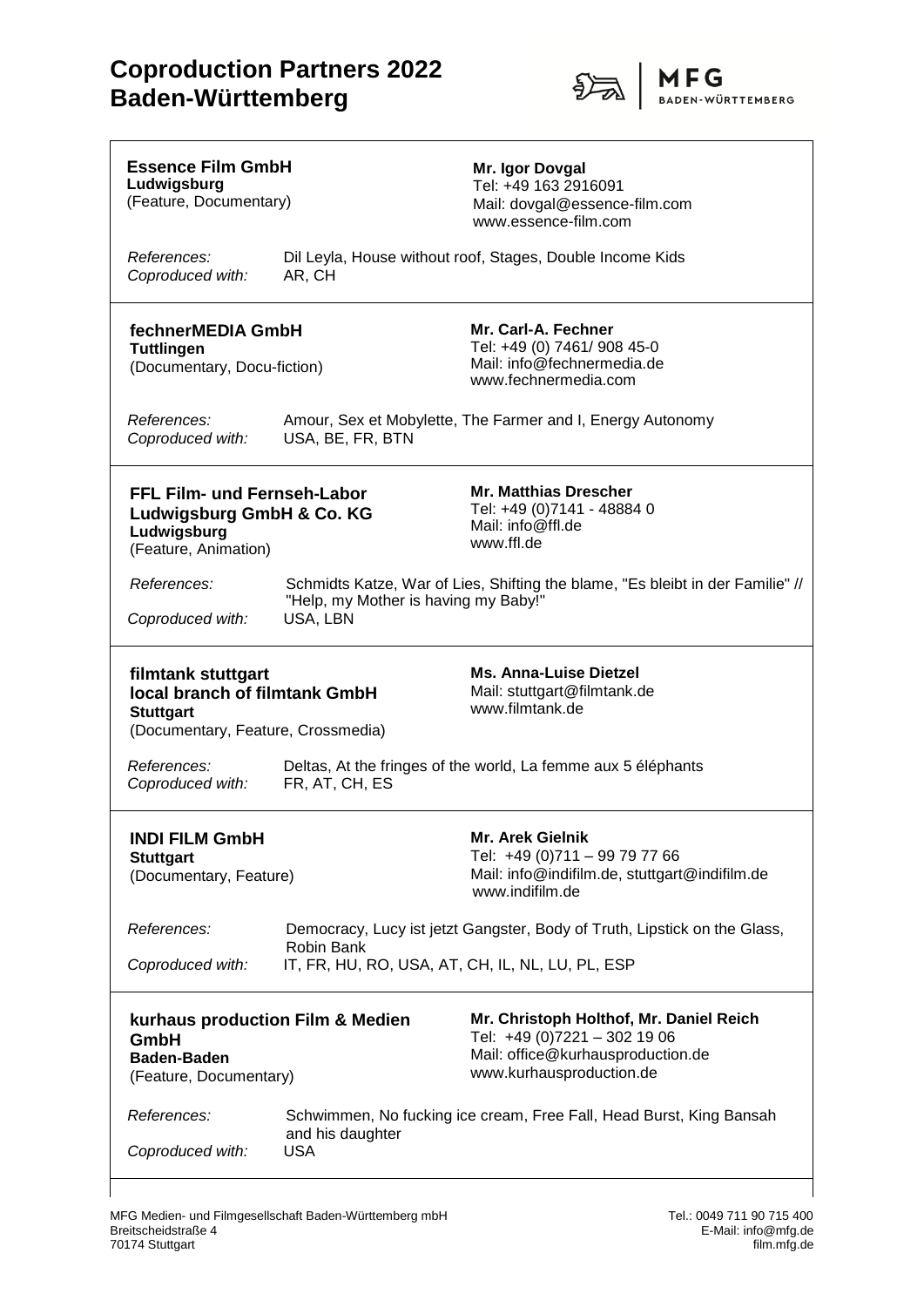# Coproduction Partners 2022
# Baden-Württemberg

**Essence Film GmbH**
**Ludwigsburg**
(Feature, Documentary)

**Mr. Igor Dovgal**
Tel: +49 163 2916091
Mail: dovgal@essence-film.com
www.essence-film.com

*References:* Dil Leyla, House without roof, Stages, Double Income Kids
*Coproduced with:* AR, CH

---

**fechnerMEDIA GmbH**
**Tuttlingen**
(Documentary, Docu-fiction)

**Mr. Carl-A. Fechner**
Tel: +49 (0) 7461/ 908 45-0
Mail: info@fechnermedia.de
www.fechnermedia.com

*References:* Amour, Sex et Mobylette, The Farmer and I, Energy Autonomy
*Coproduced with:* USA, BE, FR, BTN

---

**FFL Film- und Fernseh-Labor Ludwigsburg GmbH & Co. KG**
**Ludwigsburg**
(Feature, Animation)

**Mr. Matthias Drescher**
Tel: +49 (0)7141 - 48884 0
Mail: info@ffl.de
www.ffl.de

*References:* Schmidts Katze, War of Lies, Shifting the blame, "Es bleibt in der Familie" // "Help, my Mother is having my Baby!"
*Coproduced with:* USA, LBN

---

**filmtank stuttgart**
**local branch of filmtank GmbH**
**Stuttgart**
(Documentary, Feature, Crossmedia)

**Ms. Anna-Luise Dietzel**
Mail: stuttgart@filmtank.de
www.filmtank.de

*References:* Deltas, At the fringes of the world, La femme aux 5 éléphants
*Coproduced with:* FR, AT, CH, ES

---

**INDI FILM GmbH**
**Stuttgart**
(Documentary, Feature)

**Mr. Arek Gielnik**
Tel: +49 (0)711 – 99 79 77 66
Mail: info@indifilm.de, stuttgart@indifilm.de
www.indifilm.de

*References:* Democracy, Lucy ist jetzt Gangster, Body of Truth, Lipstick on the Glass, Robin Bank
*Coproduced with:* IT, FR, HU, RO, USA, AT, CH, IL, NL, LU, PL, ESP

---

**kurhaus production Film & Medien GmbH**
**Baden-Baden**
(Feature, Documentary)

**Mr. Christoph Holthof, Mr. Daniel Reich**
Tel: +49 (0)7221 – 302 19 06
Mail: office@kurhausproduction.de
www.kurhausproduction.de

*References:* Schwimmen, No fucking ice cream, Free Fall, Head Burst, King Bansah and his daughter
*Coproduced with:* USA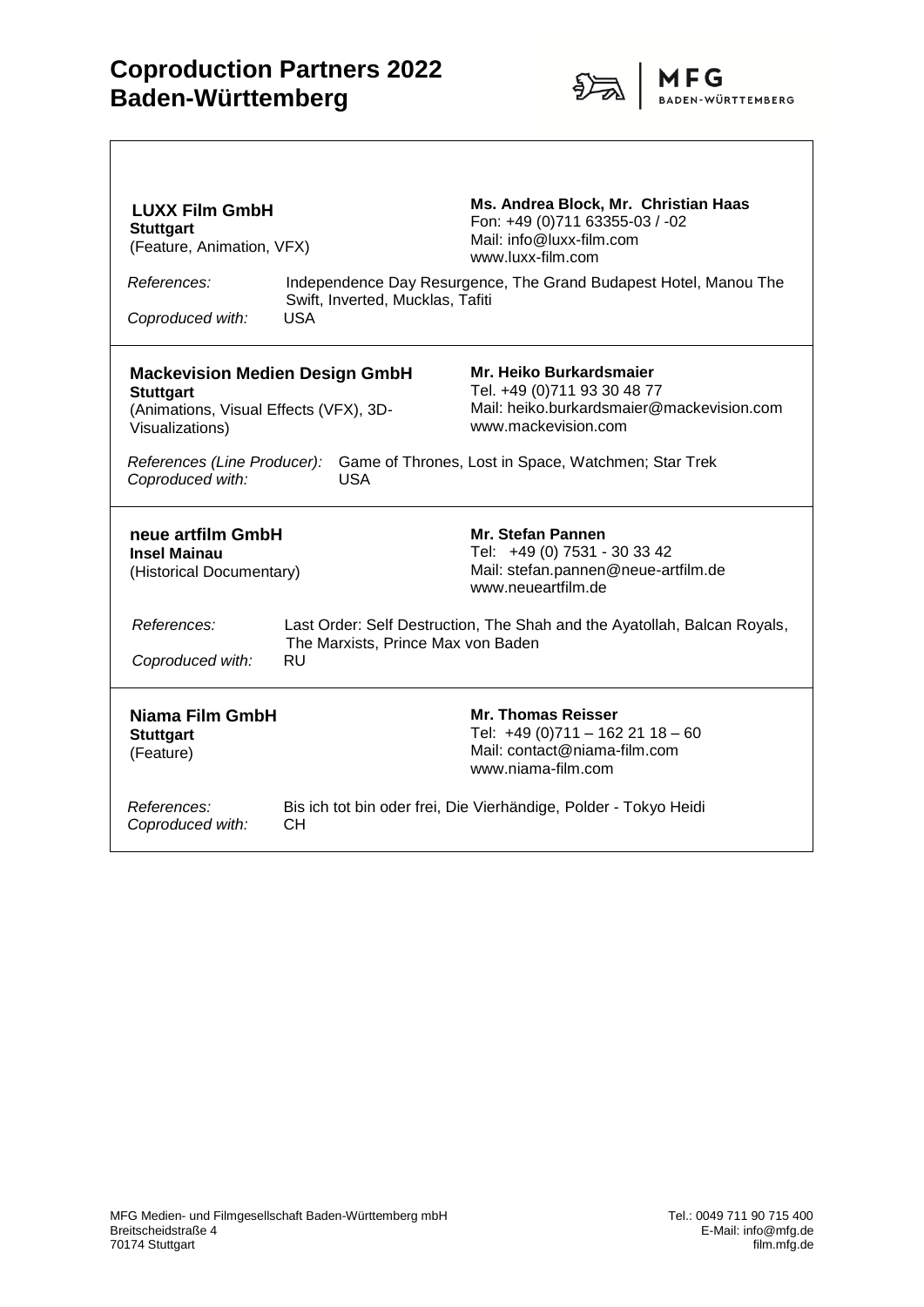# Coproduction Partners 2022 Baden-Württemberg

**LUXX Film GmbH**
**Stuttgart**
(Feature, Animation, VFX)

**Ms. Andrea Block, Mr. Christian Haas**
Fon: +49 (0)711 63355-03 / -02
Mail: info@luxx-film.com
www.luxx-film.com

*References:* Independence Day Resurgence, The Grand Budapest Hotel, Manou The Swift, Inverted, Mucklas, Tafiti
*Coproduced with:* USA

---

**Mackevision Medien Design GmbH**
**Stuttgart**
(Animations, Visual Effects (VFX), 3D-Visualizations)

**Mr. Heiko Burkardsmaier**
Tel. +49 (0)711 93 30 48 77
Mail: heiko.burkardsmaier@mackevision.com
www.mackevision.com

*References (Line Producer):* Game of Thrones, Lost in Space, Watchmen; Star Trek
*Coproduced with:* USA

---

**neue artfilm GmbH**
**Insel Mainau**
(Historical Documentary)

**Mr. Stefan Pannen**
Tel: +49 (0) 7531 - 30 33 42
Mail: stefan.pannen@neue-artfilm.de
www.neueartfilm.de

*References:* Last Order: Self Destruction, The Shah and the Ayatollah, Balcan Royals, The Marxists, Prince Max von Baden
*Coproduced with:* RU

---

**Niama Film GmbH**
**Stuttgart**
(Feature)

**Mr. Thomas Reisser**
Tel: +49 (0)711 – 162 21 18 – 60
Mail: contact@niama-film.com
www.niama-film.com

*References:* Bis ich tot bin oder frei, Die Vierhändige, Polder - Tokyo Heidi
*Coproduced with:* CH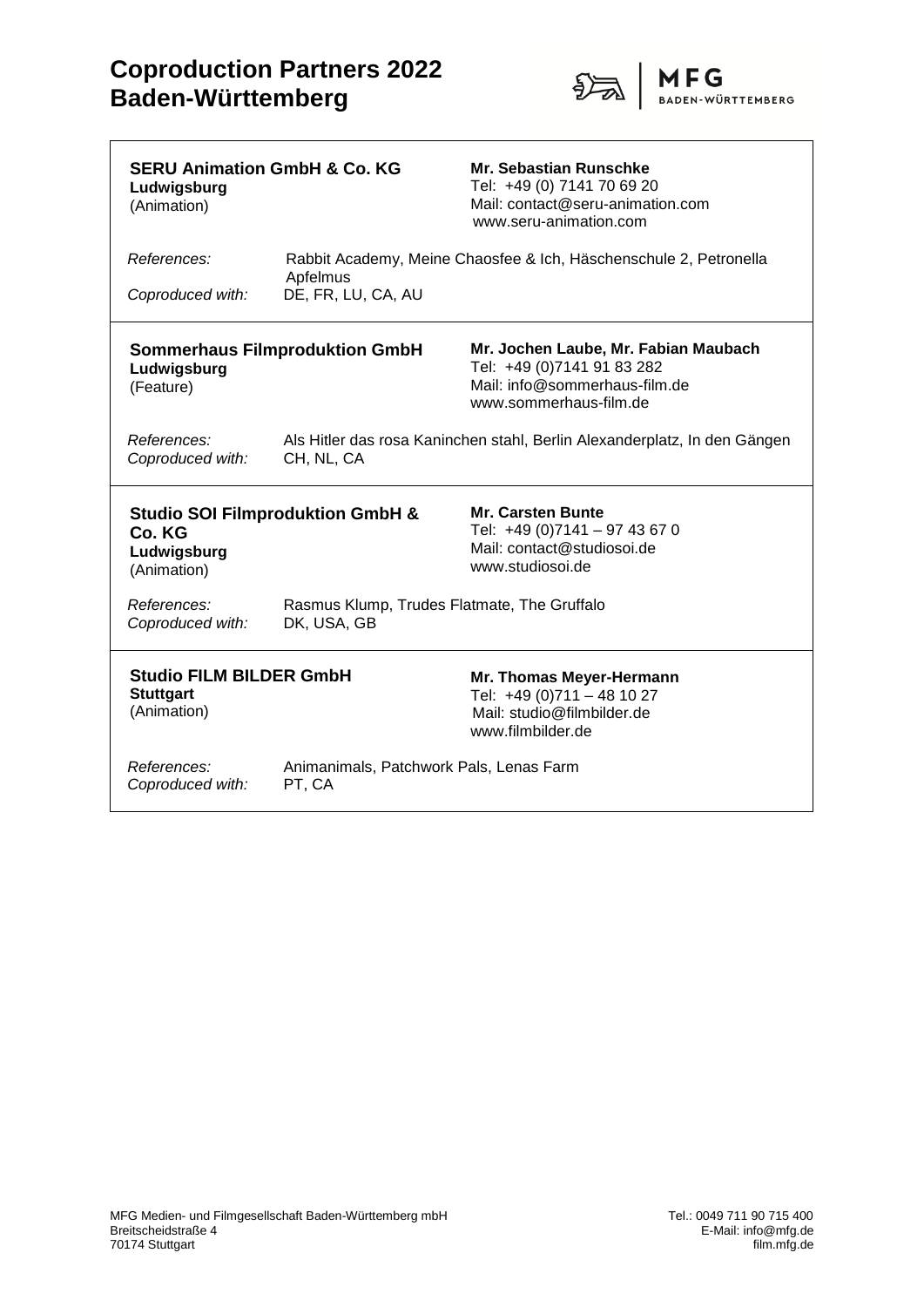# Coproduction Partners 2022 Baden-Württemberg

**SERU Animation GmbH & Co. KG**
**Ludwigsburg**
(Animation)

**Mr. Sebastian Runschke**
Tel: +49 (0) 7141 70 69 20
Mail: contact@seru-animation.com
www.seru-animation.com

*References:* Rabbit Academy, Meine Chaosfee & Ich, Häschenschule 2, Petronella Apfelmus
*Coproduced with:* DE, FR, LU, CA, AU

---

**Sommerhaus Filmproduktion GmbH**
**Ludwigsburg**
(Feature)

**Mr. Jochen Laube, Mr. Fabian Maubach**
Tel: +49 (0)7141 91 83 282
Mail: info@sommerhaus-film.de
www.sommerhaus-film.de

*References:* Als Hitler das rosa Kaninchen stahl, Berlin Alexanderplatz, In den Gängen
*Coproduced with:* CH, NL, CA

---

**Studio SOI Filmproduktion GmbH & Co. KG**
**Ludwigsburg**
(Animation)

**Mr. Carsten Bunte**
Tel: +49 (0)7141 – 97 43 67 0
Mail: contact@studiosoi.de
www.studiosoi.de

*References:* Rasmus Klump, Trudes Flatmate, The Gruffalo
*Coproduced with:* DK, USA, GB

---

**Studio FILM BILDER GmbH**
**Stuttgart**
(Animation)

**Mr. Thomas Meyer-Hermann**
Tel: +49 (0)711 – 48 10 27
Mail: studio@filmbilder.de
www.filmbilder.de

*References:* Animanimals, Patchwork Pals, Lenas Farm
*Coproduced with:* PT, CA

---

MFG Medien- und Filmgesellschaft Baden-Württemberg mbH
Breitscheidstraße 4
70174 Stuttgart

Tel.: 0049 711 90 715 400
E-Mail: info@mfg.de
film.mfg.de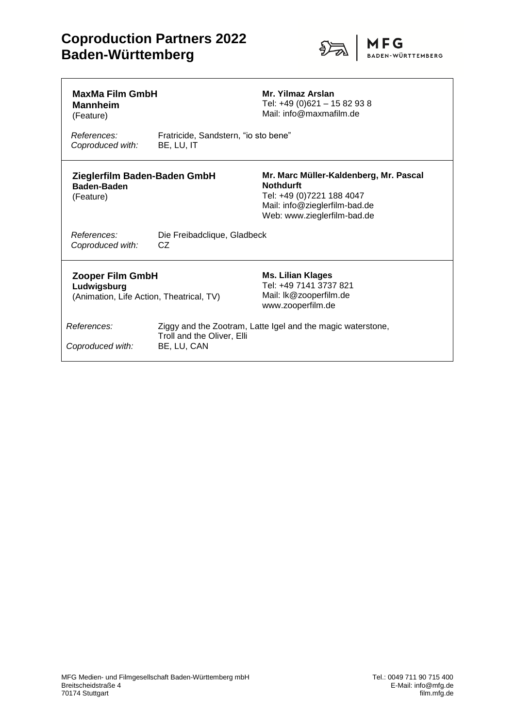# Coproduction Partners 2022 Baden-Württemberg

**MaxMa Film GmbH**
**Mannheim**
(Feature)

**Mr. Yilmaz Arslan**
Tel: +49 (0)621 – 15 82 93 8
Mail: info@maxmafilm.de

*References:* Fratricide, Sandstern, "io sto bene"
*Coproduced with:* BE, LU, IT

---

**Zieglerfilm Baden-Baden GmbH**
**Baden-Baden**
(Feature)

**Mr. Marc Müller-Kaldenberg, Mr. Pascal Nothdurft**
Tel: +49 (0)7221 188 4047
Mail: info@zieglerfilm-bad.de
Web: www.zieglerfilm-bad.de

*References:* Die Freibadclique, Gladbeck
*Coproduced with:* CZ

---

**Zooper Film GmbH**
**Ludwigsburg**
(Animation, Life Action, Theatrical, TV)

**Ms. Lilian Klages**
Tel: +49 7141 3737 821
Mail: lk@zooperfilm.de
www.zooperfilm.de

*References:* Ziggy and the Zootram, Latte Igel and the magic waterstone, Troll and the Oliver, Elli
*Coproduced with:* BE, LU, CAN

---

MFG Medien- und Filmgesellschaft Baden-Württemberg mbH
Breitscheidstraße 4
70174 Stuttgart

Tel.: 0049 711 90 715 400
E-Mail: info@mfg.de
film.mfg.de